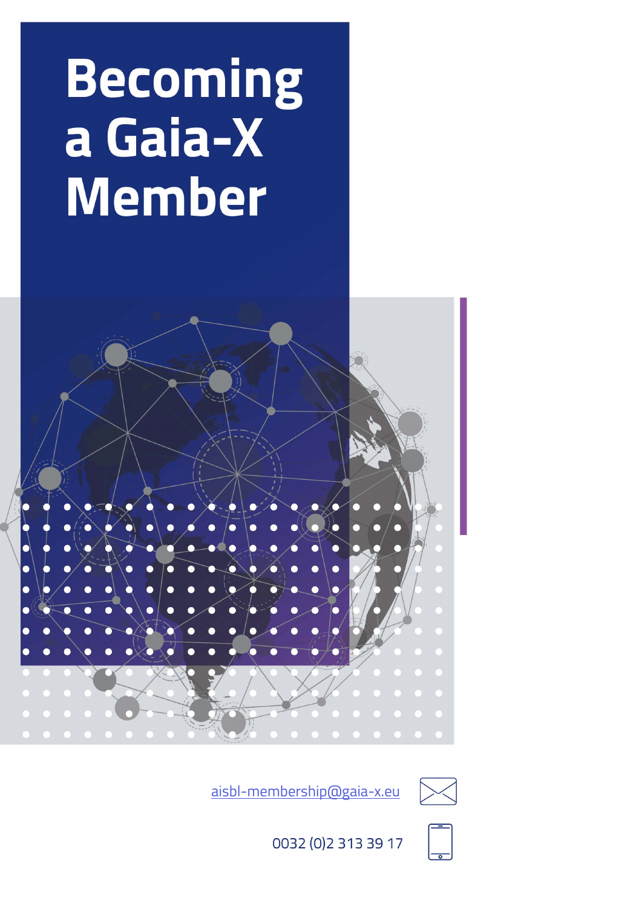# Becoming a Gaia-X Member

aisbl-membership@gaia-x.eu

0032 (0)2 313 39 17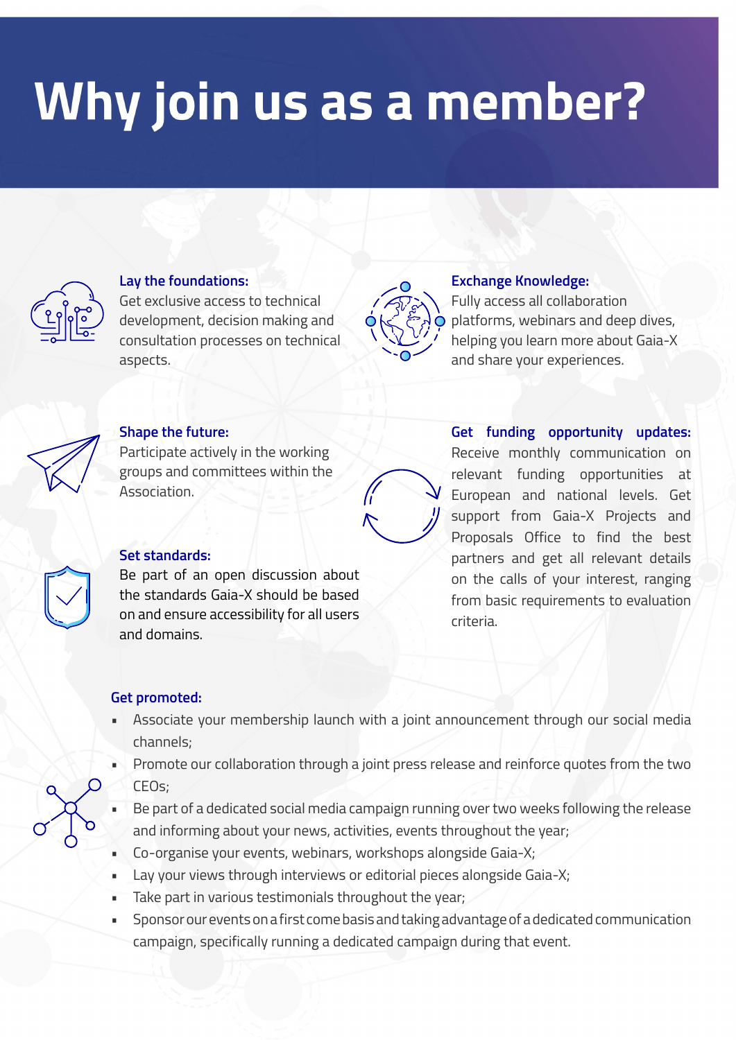# Why join us as a member?

**Lay the foundations:**
Get exclusive access to technical development, decision making and consultation processes on technical aspects.

**Exchange Knowledge:**
Fully access all collaboration platforms, webinars and deep dives, helping you learn more about Gaia-X and share your experiences.

**Shape the future:**
Participate actively in the working groups and committees within the Association.

**Get funding opportunity updates:**
Receive monthly communication on relevant funding opportunities at European and national levels. Get support from Gaia-X Projects and Proposals Office to find the best partners and get all relevant details on the calls of your interest, ranging from basic requirements to evaluation criteria.

**Set standards:**
Be part of an open discussion about the standards Gaia-X should be based on and ensure accessibility for all users and domains.

**Get promoted:**

- Associate your membership launch with a joint announcement through our social media channels;
- Promote our collaboration through a joint press release and reinforce quotes from the two CEOs;
- Be part of a dedicated social media campaign running over two weeks following the release and informing about your news, activities, events throughout the year;
- Co-organise your events, webinars, workshops alongside Gaia-X;
- Lay your views through interviews or editorial pieces alongside Gaia-X;
- Take part in various testimonials throughout the year;
- Sponsor our events on a first come basis and taking advantage of a dedicated communication campaign, specifically running a dedicated campaign during that event.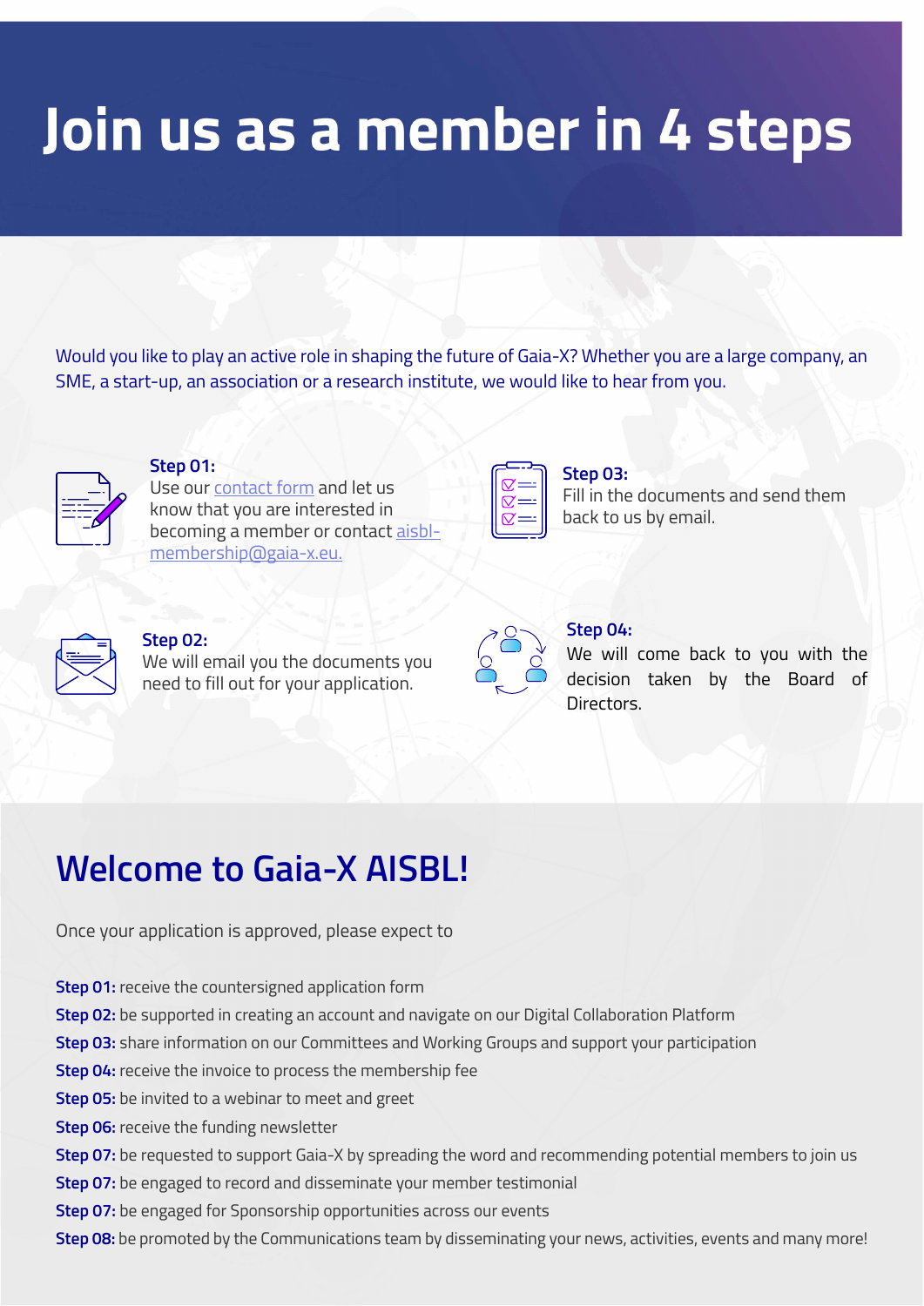# Join us as a member in 4 steps

Would you like to play an active role in shaping the future of Gaia-X? Whether you are a large company, an SME, a start-up, an association or a research institute, we would like to hear from you.

**Step 01:**
Use our contact form and let us know that you are interested in becoming a member or contact aisbl-membership@gaia-x.eu.

**Step 02:**
We will email you the documents you need to fill out for your application.

**Step 03:**
Fill in the documents and send them back to us by email.

**Step 04:**
We will come back to you with the decision taken by the Board of Directors.

## Welcome to Gaia-X AISBL!

Once your application is approved, please expect to

**Step 01:** receive the countersigned application form
**Step 02:** be supported in creating an account and navigate on our Digital Collaboration Platform
**Step 03:** share information on our Committees and Working Groups and support your participation
**Step 04:** receive the invoice to process the membership fee
**Step 05:** be invited to a webinar to meet and greet
**Step 06:** receive the funding newsletter
**Step 07:** be requested to support Gaia-X by spreading the word and recommending potential members to join us
**Step 07:** be engaged to record and disseminate your member testimonial
**Step 07:** be engaged for Sponsorship opportunities across our events
**Step 08:** be promoted by the Communications team by disseminating your news, activities, events and many more!